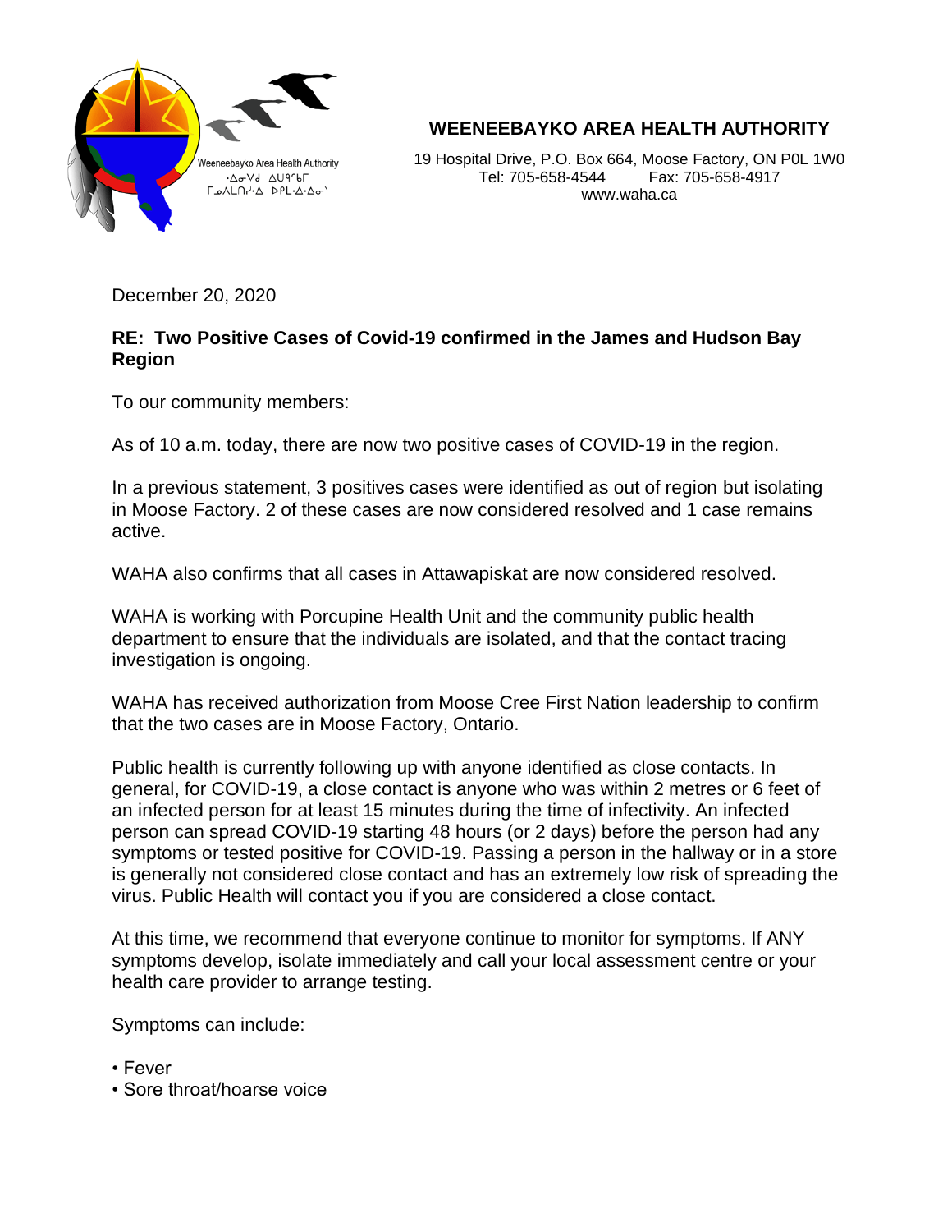Weeneebayko Area Health Authority
ᐄᓂᐯᑯ ᐃᑌᕐᑲᒥ
ᒥᓄᐱᒪᑎᓰᐃ ᐅᑭᒪᐃᐃᓂ

# WEENEEBAYKO AREA HEALTH AUTHORITY

19 Hospital Drive, P.O. Box 664, Moose Factory, ON P0L 1W0
Tel: 705-658-4544 Fax: 705-658-4917
www.waha.ca

December 20, 2020

**RE: Two Positive Cases of Covid-19 confirmed in the James and Hudson Bay Region**

To our community members:

As of 10 a.m. today, there are now two positive cases of COVID-19 in the region.

In a previous statement, 3 positives cases were identified as out of region but isolating in Moose Factory. 2 of these cases are now considered resolved and 1 case remains active.

WAHA also confirms that all cases in Attawapiskat are now considered resolved.

WAHA is working with Porcupine Health Unit and the community public health department to ensure that the individuals are isolated, and that the contact tracing investigation is ongoing.

WAHA has received authorization from Moose Cree First Nation leadership to confirm that the two cases are in Moose Factory, Ontario.

Public health is currently following up with anyone identified as close contacts. In general, for COVID-19, a close contact is anyone who was within 2 metres or 6 feet of an infected person for at least 15 minutes during the time of infectivity. An infected person can spread COVID-19 starting 48 hours (or 2 days) before the person had any symptoms or tested positive for COVID-19. Passing a person in the hallway or in a store is generally not considered close contact and has an extremely low risk of spreading the virus. Public Health will contact you if you are considered a close contact.

At this time, we recommend that everyone continue to monitor for symptoms. If ANY symptoms develop, isolate immediately and call your local assessment centre or your health care provider to arrange testing.

Symptoms can include:

- Fever
- Sore throat/hoarse voice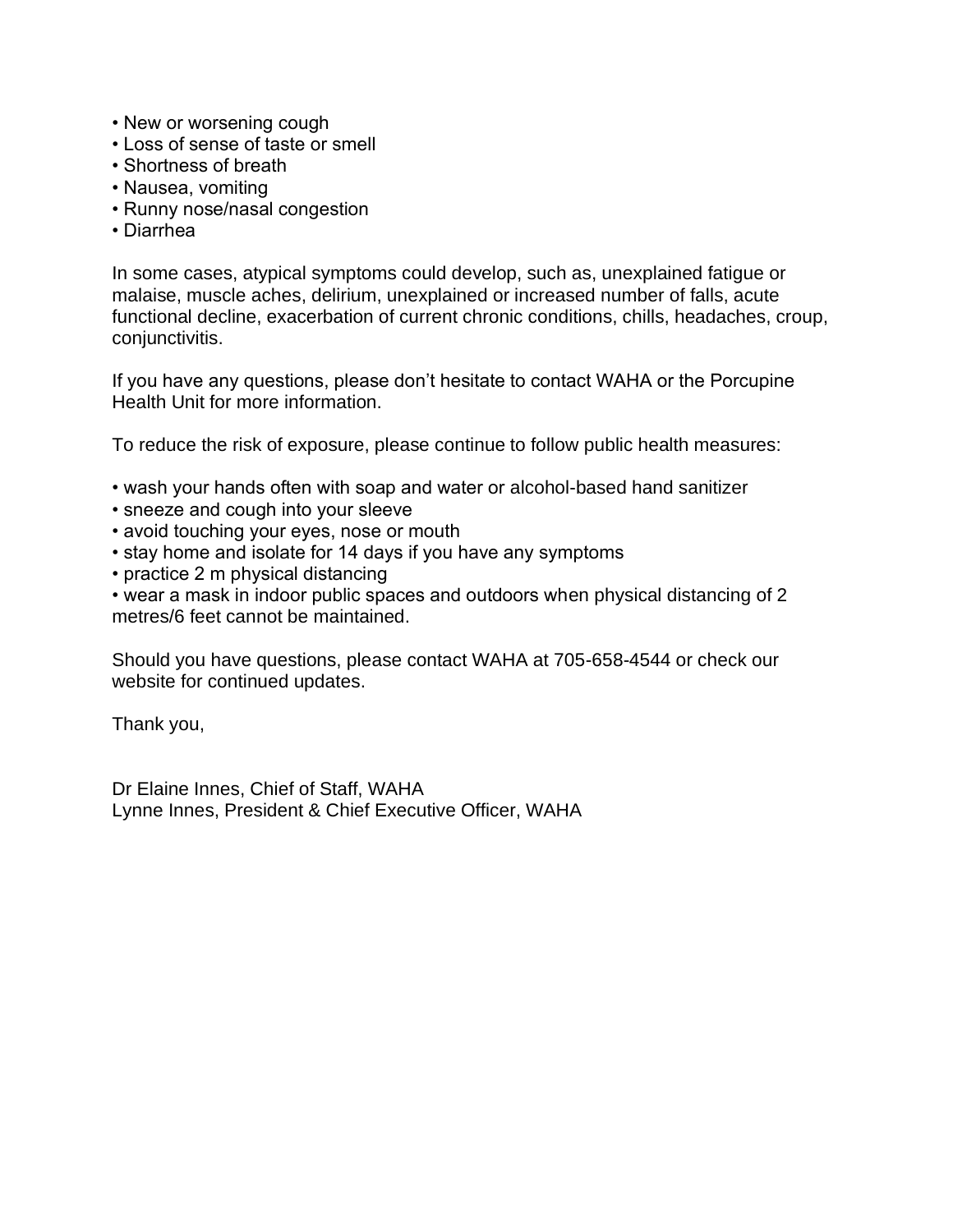- New or worsening cough
- Loss of sense of taste or smell
- Shortness of breath
- Nausea, vomiting
- Runny nose/nasal congestion
- Diarrhea

In some cases, atypical symptoms could develop, such as, unexplained fatigue or malaise, muscle aches, delirium, unexplained or increased number of falls, acute functional decline, exacerbation of current chronic conditions, chills, headaches, croup, conjunctivitis.

If you have any questions, please don't hesitate to contact WAHA or the Porcupine Health Unit for more information.

To reduce the risk of exposure, please continue to follow public health measures:

- wash your hands often with soap and water or alcohol-based hand sanitizer
- sneeze and cough into your sleeve
- avoid touching your eyes, nose or mouth
- stay home and isolate for 14 days if you have any symptoms
- practice 2 m physical distancing
- wear a mask in indoor public spaces and outdoors when physical distancing of 2 metres/6 feet cannot be maintained.

Should you have questions, please contact WAHA at 705-658-4544 or check our website for continued updates.

Thank you,

Dr Elaine Innes, Chief of Staff, WAHA
Lynne Innes, President & Chief Executive Officer, WAHA